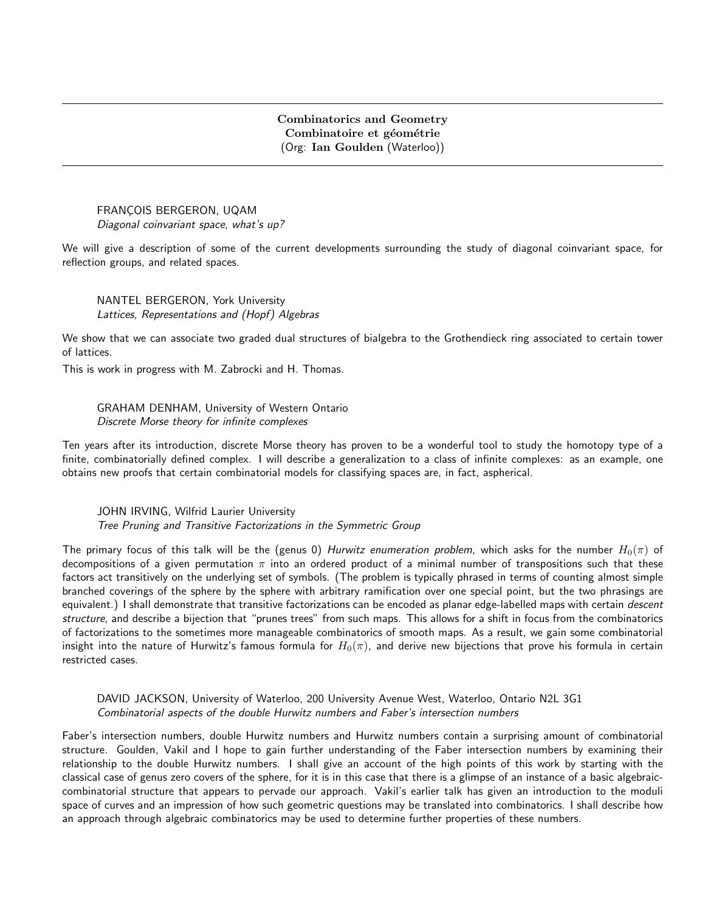## Combinatorics and Geometry
## Combinatoire et géométrie
(Org: **Ian Goulden** (Waterloo))

FRANÇOIS BERGERON, UQAM
*Diagonal coinvariant space, what's up?*

We will give a description of some of the current developments surrounding the study of diagonal coinvariant space, for reflection groups, and related spaces.

NANTEL BERGERON, York University
*Lattices, Representations and (Hopf) Algebras*

We show that we can associate two graded dual structures of bialgebra to the Grothendieck ring associated to certain tower of lattices.

This is work in progress with M. Zabrocki and H. Thomas.

GRAHAM DENHAM, University of Western Ontario
*Discrete Morse theory for infinite complexes*

Ten years after its introduction, discrete Morse theory has proven to be a wonderful tool to study the homotopy type of a finite, combinatorially defined complex. I will describe a generalization to a class of infinite complexes: as an example, one obtains new proofs that certain combinatorial models for classifying spaces are, in fact, aspherical.

JOHN IRVING, Wilfrid Laurier University
*Tree Pruning and Transitive Factorizations in the Symmetric Group*

The primary focus of this talk will be the (genus 0) *Hurwitz enumeration problem*, which asks for the number $H_0(\pi)$ of decompositions of a given permutation $\pi$ into an ordered product of a minimal number of transpositions such that these factors act transitively on the underlying set of symbols. (The problem is typically phrased in terms of counting almost simple branched coverings of the sphere by the sphere with arbitrary ramification over one special point, but the two phrasings are equivalent.) I shall demonstrate that transitive factorizations can be encoded as planar edge-labelled maps with certain *descent structure*, and describe a bijection that "prunes trees" from such maps. This allows for a shift in focus from the combinatorics of factorizations to the sometimes more manageable combinatorics of smooth maps. As a result, we gain some combinatorial insight into the nature of Hurwitz's famous formula for $H_0(\pi)$, and derive new bijections that prove his formula in certain restricted cases.

DAVID JACKSON, University of Waterloo, 200 University Avenue West, Waterloo, Ontario N2L 3G1
*Combinatorial aspects of the double Hurwitz numbers and Faber's intersection numbers*

Faber's intersection numbers, double Hurwitz numbers and Hurwitz numbers contain a surprising amount of combinatorial structure. Goulden, Vakil and I hope to gain further understanding of the Faber intersection numbers by examining their relationship to the double Hurwitz numbers. I shall give an account of the high points of this work by starting with the classical case of genus zero covers of the sphere, for it is in this case that there is a glimpse of an instance of a basic algebraic-combinatorial structure that appears to pervade our approach. Vakil's earlier talk has given an introduction to the moduli space of curves and an impression of how such geometric questions may be translated into combinatorics. I shall describe how an approach through algebraic combinatorics may be used to determine further properties of these numbers.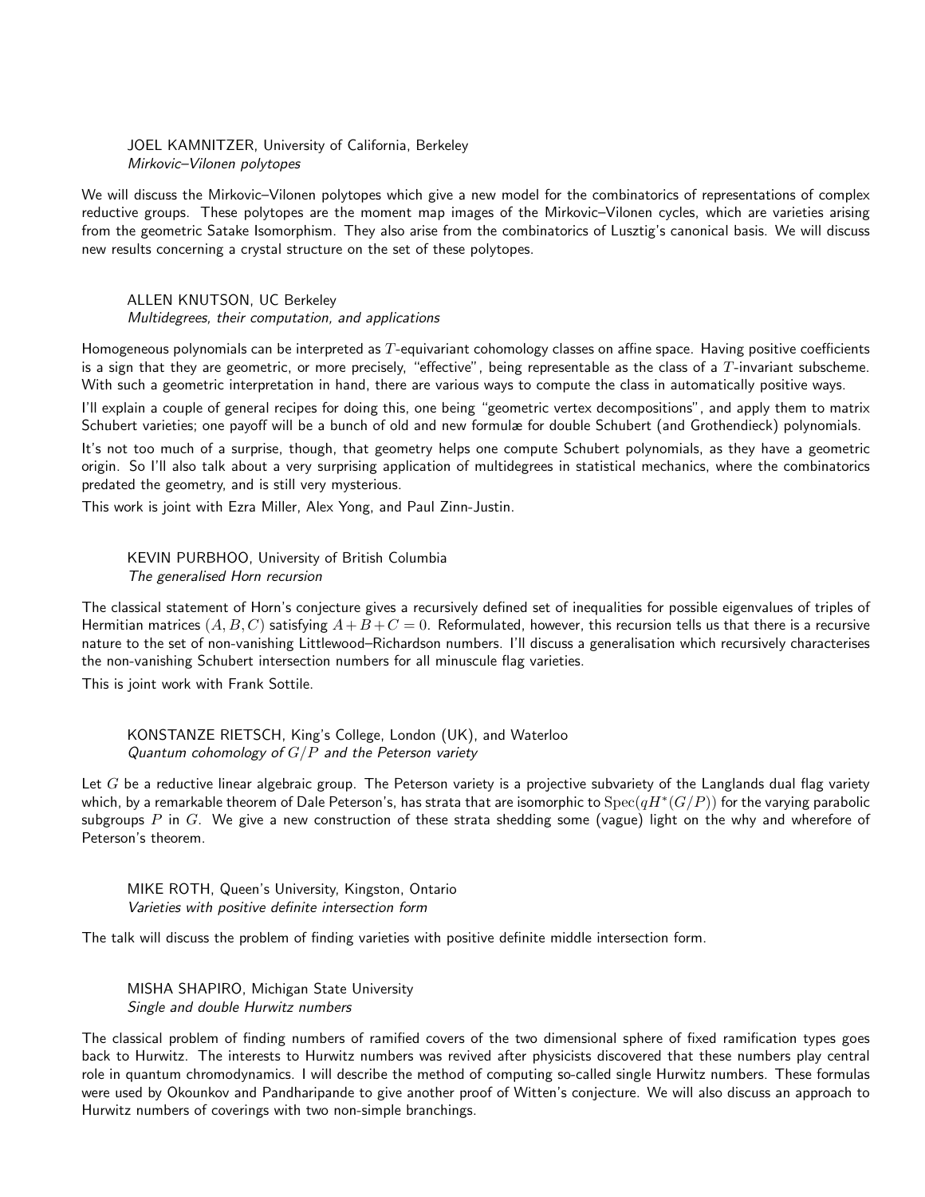**JOEL KAMNITZER**, University of California, Berkeley
*Mirkovic–Vilonen polytopes*

We will discuss the Mirkovic–Vilonen polytopes which give a new model for the combinatorics of representations of complex reductive groups. These polytopes are the moment map images of the Mirkovic–Vilonen cycles, which are varieties arising from the geometric Satake Isomorphism. They also arise from the combinatorics of Lusztig's canonical basis. We will discuss new results concerning a crystal structure on the set of these polytopes.

**ALLEN KNUTSON**, UC Berkeley
*Multidegrees, their computation, and applications*

Homogeneous polynomials can be interpreted as $T$-equivariant cohomology classes on affine space. Having positive coefficients is a sign that they are geometric, or more precisely, "effective", being representable as the class of a $T$-invariant subscheme. With such a geometric interpretation in hand, there are various ways to compute the class in automatically positive ways.

I'll explain a couple of general recipes for doing this, one being "geometric vertex decompositions", and apply them to matrix Schubert varieties; one payoff will be a bunch of old and new formulæ for double Schubert (and Grothendieck) polynomials.

It's not too much of a surprise, though, that geometry helps one compute Schubert polynomials, as they have a geometric origin. So I'll also talk about a very surprising application of multidegrees in statistical mechanics, where the combinatorics predated the geometry, and is still very mysterious.

This work is joint with Ezra Miller, Alex Yong, and Paul Zinn-Justin.

**KEVIN PURBHOO**, University of British Columbia
*The generalised Horn recursion*

The classical statement of Horn's conjecture gives a recursively defined set of inequalities for possible eigenvalues of triples of Hermitian matrices $(A, B, C)$ satisfying $A + B + C = 0$. Reformulated, however, this recursion tells us that there is a recursive nature to the set of non-vanishing Littlewood–Richardson numbers. I'll discuss a generalisation which recursively characterises the non-vanishing Schubert intersection numbers for all minuscule flag varieties.

This is joint work with Frank Sottile.

**KONSTANZE RIETSCH**, King's College, London (UK), and Waterloo
*Quantum cohomology of $G/P$ and the Peterson variety*

Let $G$ be a reductive linear algebraic group. The Peterson variety is a projective subvariety of the Langlands dual flag variety which, by a remarkable theorem of Dale Peterson's, has strata that are isomorphic to $\mathrm{Spec}(qH^*(G/P))$ for the varying parabolic subgroups $P$ in $G$. We give a new construction of these strata shedding some (vague) light on the why and wherefore of Peterson's theorem.

**MIKE ROTH**, Queen's University, Kingston, Ontario
*Varieties with positive definite intersection form*

The talk will discuss the problem of finding varieties with positive definite middle intersection form.

**MISHA SHAPIRO**, Michigan State University
*Single and double Hurwitz numbers*

The classical problem of finding numbers of ramified covers of the two dimensional sphere of fixed ramification types goes back to Hurwitz. The interests to Hurwitz numbers was revived after physicists discovered that these numbers play central role in quantum chromodynamics. I will describe the method of computing so-called single Hurwitz numbers. These formulas were used by Okounkov and Pandharipande to give another proof of Witten's conjecture. We will also discuss an approach to Hurwitz numbers of coverings with two non-simple branchings.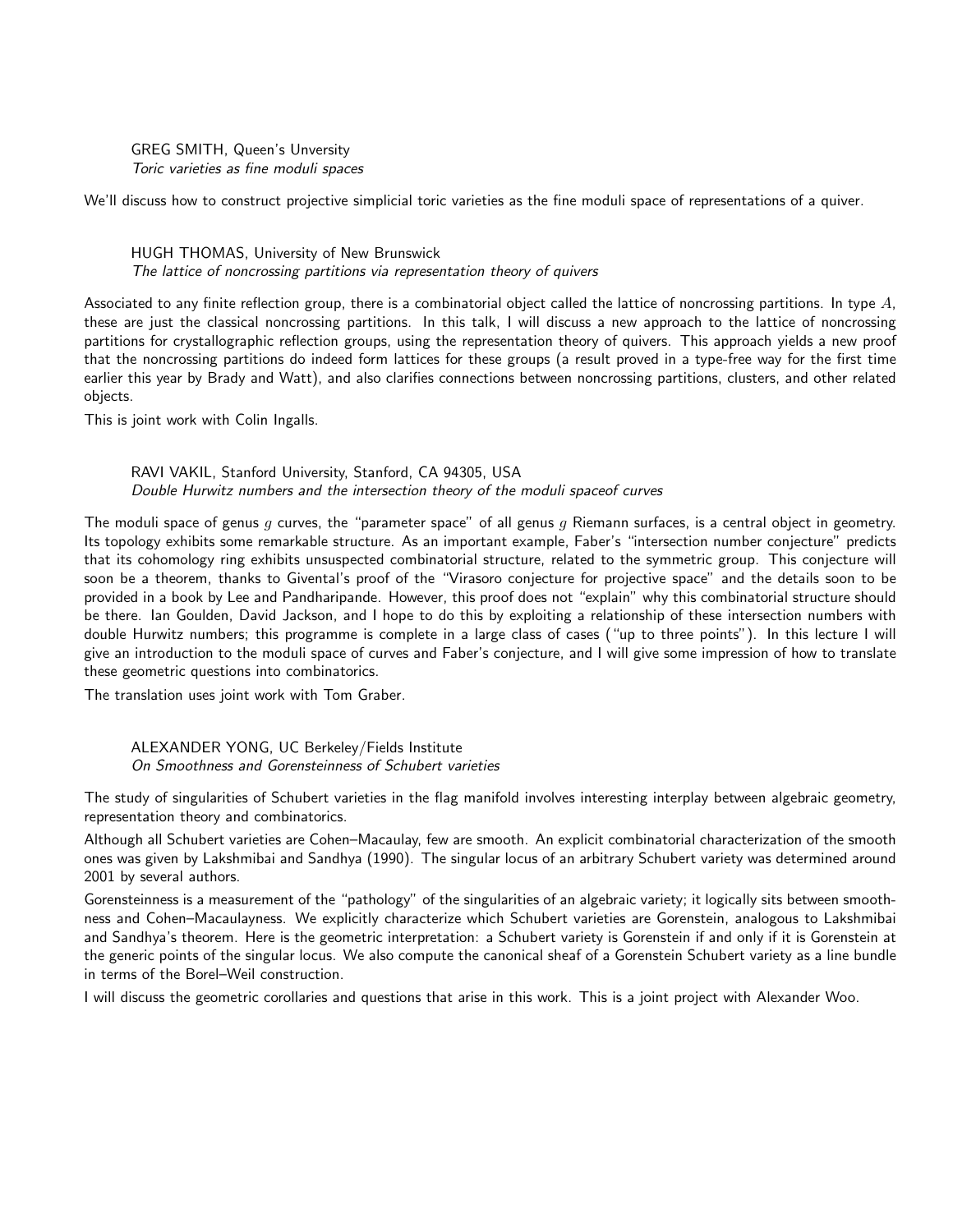GREG SMITH, Queen's Unversity
*Toric varieties as fine moduli spaces*

We'll discuss how to construct projective simplicial toric varieties as the fine moduli space of representations of a quiver.

HUGH THOMAS, University of New Brunswick
*The lattice of noncrossing partitions via representation theory of quivers*

Associated to any finite reflection group, there is a combinatorial object called the lattice of noncrossing partitions. In type $A$, these are just the classical noncrossing partitions. In this talk, I will discuss a new approach to the lattice of noncrossing partitions for crystallographic reflection groups, using the representation theory of quivers. This approach yields a new proof that the noncrossing partitions do indeed form lattices for these groups (a result proved in a type-free way for the first time earlier this year by Brady and Watt), and also clarifies connections between noncrossing partitions, clusters, and other related objects.

This is joint work with Colin Ingalls.

RAVI VAKIL, Stanford University, Stanford, CA 94305, USA
*Double Hurwitz numbers and the intersection theory of the moduli spaceof curves*

The moduli space of genus $g$ curves, the "parameter space" of all genus $g$ Riemann surfaces, is a central object in geometry. Its topology exhibits some remarkable structure. As an important example, Faber's "intersection number conjecture" predicts that its cohomology ring exhibits unsuspected combinatorial structure, related to the symmetric group. This conjecture will soon be a theorem, thanks to Givental's proof of the "Virasoro conjecture for projective space" and the details soon to be provided in a book by Lee and Pandharipande. However, this proof does not "explain" why this combinatorial structure should be there. Ian Goulden, David Jackson, and I hope to do this by exploiting a relationship of these intersection numbers with double Hurwitz numbers; this programme is complete in a large class of cases ("up to three points"). In this lecture I will give an introduction to the moduli space of curves and Faber's conjecture, and I will give some impression of how to translate these geometric questions into combinatorics.

The translation uses joint work with Tom Graber.

ALEXANDER YONG, UC Berkeley/Fields Institute
*On Smoothness and Gorensteinness of Schubert varieties*

The study of singularities of Schubert varieties in the flag manifold involves interesting interplay between algebraic geometry, representation theory and combinatorics.

Although all Schubert varieties are Cohen–Macaulay, few are smooth. An explicit combinatorial characterization of the smooth ones was given by Lakshmibai and Sandhya (1990). The singular locus of an arbitrary Schubert variety was determined around 2001 by several authors.

Gorensteinness is a measurement of the "pathology" of the singularities of an algebraic variety; it logically sits between smoothness and Cohen–Macaulayness. We explicitly characterize which Schubert varieties are Gorenstein, analogous to Lakshmibai and Sandhya's theorem. Here is the geometric interpretation: a Schubert variety is Gorenstein if and only if it is Gorenstein at the generic points of the singular locus. We also compute the canonical sheaf of a Gorenstein Schubert variety as a line bundle in terms of the Borel–Weil construction.

I will discuss the geometric corollaries and questions that arise in this work. This is a joint project with Alexander Woo.